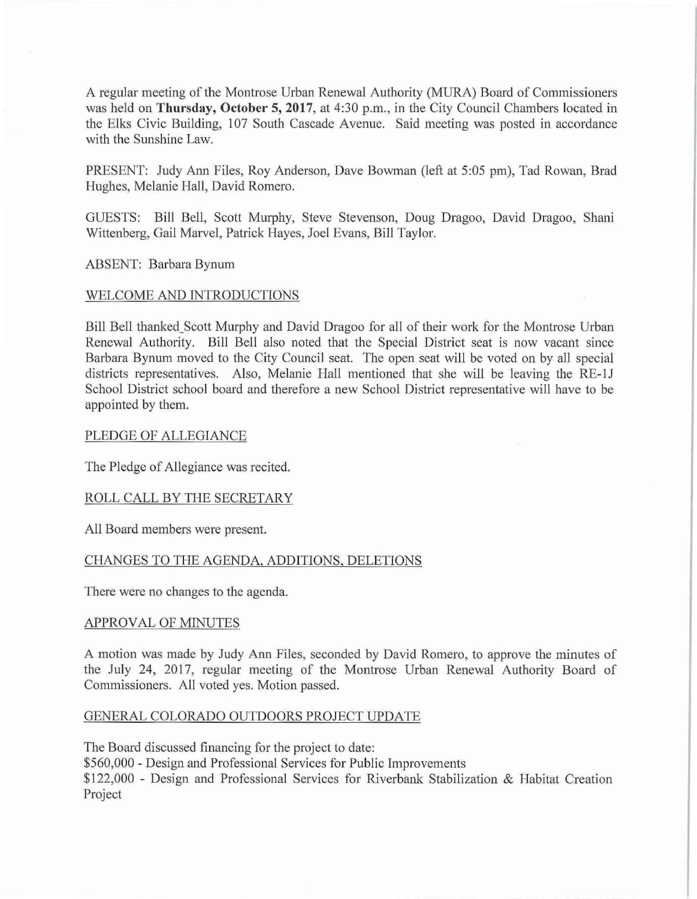A regular meeting of the Montrose Urban Renewal Authority (MURA) Board of Commissioners was held on **Thursday, October 5, 2017**, at 4:30 p.m., in the City Council Chambers located in the Elks Civic Building, 107 South Cascade Avenue. Said meeting was posted in accordance with the Sunshine Law.

PRESENT: Judy Ann Files, Roy Anderson, Dave Bowman (left at 5:05 pm), Tad Rowan, Brad Hughes, Melanie Hall, David Romero.

GUESTS: Bill Bell, Scott Murphy, Steve Stevenson, Doug Dragoo, David Dragoo, Shani Wittenberg, Gail Marvel, Patrick Hayes, Joel Evans, Bill Taylor.

ABSENT: Barbara Bynum

## WELCOME AND INTRODUCTIONS

Bill Bell thanked Scott Murphy and David Dragoo for all of their work for the Montrose Urban Renewal Authority. Bill Bell also noted that the Special District seat is now vacant since Barbara Bynum moved to the City Council seat. The open seat will be voted on by all special districts representatives. Also, Melanie Hall mentioned that she will be leaving the RE-1J School District school board and therefore a new School District representative will have to be appointed by them.

## PLEDGE OF ALLEGIANCE

The Pledge of Allegiance was recited.

## ROLL CALL BY THE SECRETARY

All Board members were present.

## CHANGES TO THE AGENDA, ADDITIONS, DELETIONS

There were no changes to the agenda.

## APPROVAL OF MINUTES

A motion was made by Judy Ann Files, seconded by David Romero, to approve the minutes of the July 24, 2017, regular meeting of the Montrose Urban Renewal Authority Board of Commissioners. All voted yes. Motion passed.

## GENERAL COLORADO OUTDOORS PROJECT UPDATE

The Board discussed financing for the project to date:
$560,000 - Design and Professional Services for Public Improvements
$122,000 - Design and Professional Services for Riverbank Stabilization & Habitat Creation Project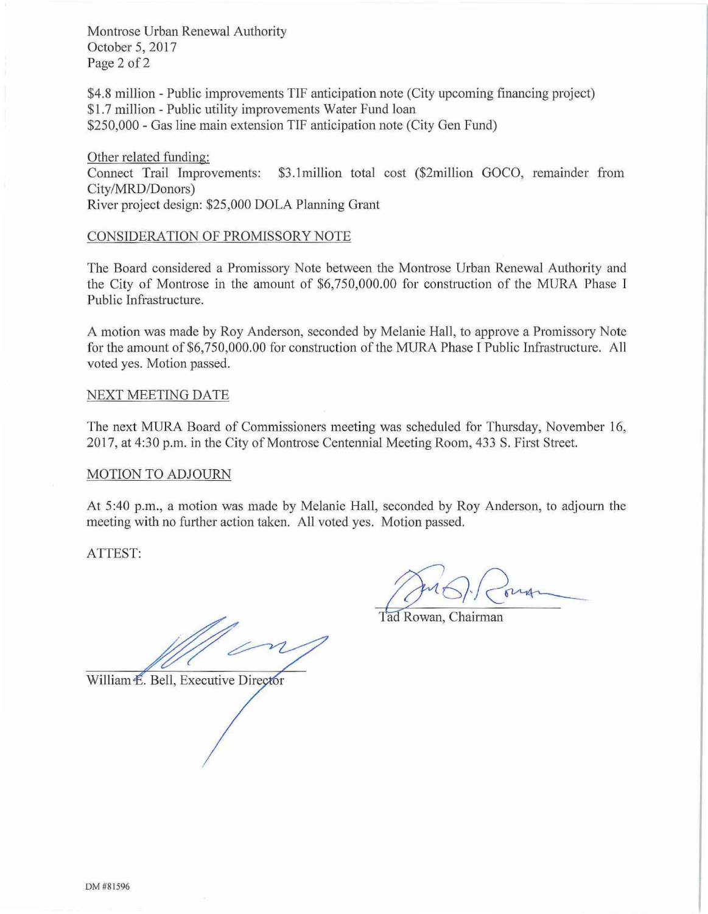$4.8 million - Public improvements TIF anticipation note (City upcoming financing project)
$1.7 million - Public utility improvements Water Fund loan
$250,000 - Gas line main extension TIF anticipation note (City Gen Fund)

Other related funding:
Connect Trail Improvements: $3.1million total cost ($2million GOCO, remainder from City/MRD/Donors)
River project design: $25,000 DOLA Planning Grant

## CONSIDERATION OF PROMISSORY NOTE

The Board considered a Promissory Note between the Montrose Urban Renewal Authority and the City of Montrose in the amount of $6,750,000.00 for construction of the MURA Phase I Public Infrastructure.

A motion was made by Roy Anderson, seconded by Melanie Hall, to approve a Promissory Note for the amount of $6,750,000.00 for construction of the MURA Phase I Public Infrastructure. All voted yes. Motion passed.

## NEXT MEETING DATE

The next MURA Board of Commissioners meeting was scheduled for Thursday, November 16, 2017, at 4:30 p.m. in the City of Montrose Centennial Meeting Room, 433 S. First Street.

## MOTION TO ADJOURN

At 5:40 p.m., a motion was made by Melanie Hall, seconded by Roy Anderson, to adjourn the meeting with no further action taken. All voted yes. Motion passed.

ATTEST:

Tad Rowan, Chairman

William E. Bell, Executive Director

DM #81596